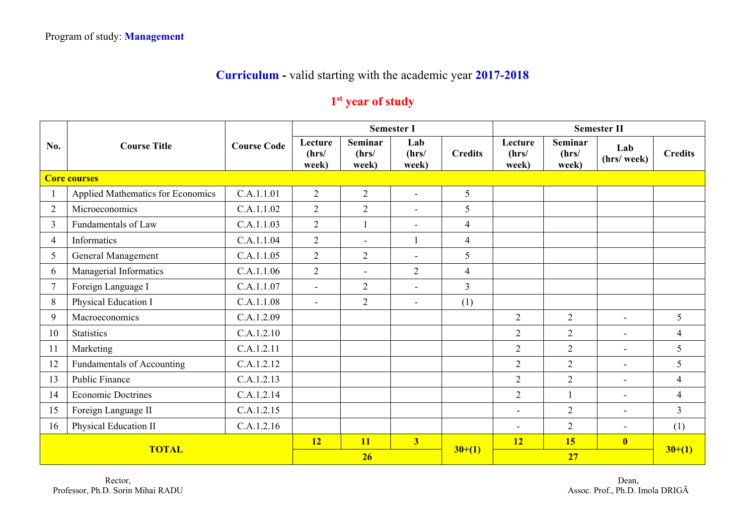Program of study: **Management**

## **Curriculum** - valid starting with the academic year **2017-2018**

### 1st year of study

| No. | Course Title | Course Code | Semester I | | | | Semester II | | | |
|---|---|---|---|---|---|---|---|---|---|---|
| | | | Lecture (hrs/ week) | Seminar (hrs/ week) | Lab (hrs/ week) | Credits | Lecture (hrs/ week) | Seminar (hrs/ week) | Lab (hrs/ week) | Credits |
| **Core courses** | | | | | | | | | | |
| 1 | Applied Mathematics for Economics | C.A.1.1.01 | 2 | 2 | - | 5 | | | | |
| 2 | Microeconomics | C.A.1.1.02 | 2 | 2 | - | 5 | | | | |
| 3 | Fundamentals of Law | C.A.1.1.03 | 2 | 1 | - | 4 | | | | |
| 4 | Informatics | C.A.1.1.04 | 2 | - | 1 | 4 | | | | |
| 5 | General Management | C.A.1.1.05 | 2 | 2 | - | 5 | | | | |
| 6 | Managerial Informatics | C.A.1.1.06 | 2 | - | 2 | 4 | | | | |
| 7 | Foreign Language I | C.A.1.1.07 | - | 2 | - | 3 | | | | |
| 8 | Physical Education I | C.A.1.1.08 | - | 2 | - | (1) | | | | |
| 9 | Macroeconomics | C.A.1.2.09 | | | | | 2 | 2 | - | 5 |
| 10 | Statistics | C.A.1.2.10 | | | | | 2 | 2 | - | 4 |
| 11 | Marketing | C.A.1.2.11 | | | | | 2 | 2 | - | 5 |
| 12 | Fundamentals of Accounting | C.A.1.2.12 | | | | | 2 | 2 | - | 5 |
| 13 | Public Finance | C.A.1.2.13 | | | | | 2 | 2 | - | 4 |
| 14 | Economic Doctrines | C.A.1.2.14 | | | | | 2 | 1 | - | 4 |
| 15 | Foreign Language II | C.A.1.2.15 | | | | | - | 2 | - | 3 |
| 16 | Physical Education II | C.A.1.2.16 | | | | | - | 2 | - | (1) |
| **TOTAL** | | | **12** | **11** | **3** | **30+(1)** | **12** | **15** | **0** | **30+(1)** |
| | | | **26** | | | | **27** | | | |

Rector,
Professor, Ph.D. Sorin Mihai RADU

Dean,
Assoc. Prof., Ph.D. Imola DRIGĂ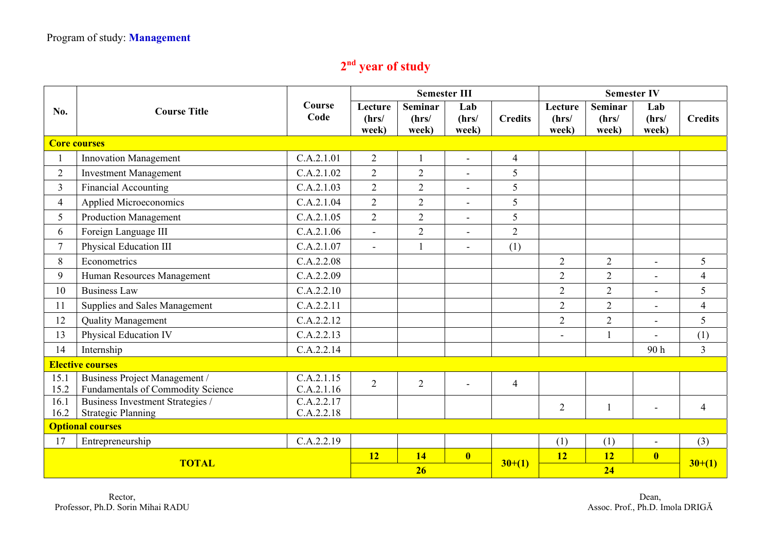Program of study: **Management**

## 2nd year of study

| No. | Course Title | Course Code | Semester III | | | | Semester IV | | | |
|---|---|---|---|---|---|---|---|---|---|---|
| | | | Lecture (hrs/ week) | Seminar (hrs/ week) | Lab (hrs/ week) | Credits | Lecture (hrs/ week) | Seminar (hrs/ week) | Lab (hrs/ week) | Credits |
| **Core courses** | | | | | | | | | | |
| 1 | Innovation Management | C.A.2.1.01 | 2 | 1 | - | 4 | | | | |
| 2 | Investment Management | C.A.2.1.02 | 2 | 2 | - | 5 | | | | |
| 3 | Financial Accounting | C.A.2.1.03 | 2 | 2 | - | 5 | | | | |
| 4 | Applied Microeconomics | C.A.2.1.04 | 2 | 2 | - | 5 | | | | |
| 5 | Production Management | C.A.2.1.05 | 2 | 2 | - | 5 | | | | |
| 6 | Foreign Language III | C.A.2.1.06 | - | 2 | - | 2 | | | | |
| 7 | Physical Education III | C.A.2.1.07 | - | 1 | - | (1) | | | | |
| 8 | Econometrics | C.A.2.2.08 | | | | | 2 | 2 | - | 5 |
| 9 | Human Resources Management | C.A.2.2.09 | | | | | 2 | 2 | - | 4 |
| 10 | Business Law | C.A.2.2.10 | | | | | 2 | 2 | - | 5 |
| 11 | Supplies and Sales Management | C.A.2.2.11 | | | | | 2 | 2 | - | 4 |
| 12 | Quality Management | C.A.2.2.12 | | | | | 2 | 2 | - | 5 |
| 13 | Physical Education IV | C.A.2.2.13 | | | | | - | 1 | - | (1) |
| 14 | Internship | C.A.2.2.14 | | | | | | | 90 h | 3 |
| **Elective courses** | | | | | | | | | | |
| 15.1<br>15.2 | Business Project Management /<br>Fundamentals of Commodity Science | C.A.2.1.15<br>C.A.2.1.16 | 2 | 2 | - | 4 | | | | |
| 16.1<br>16.2 | Business Investment Strategies /<br>Strategic Planning | C.A.2.2.17<br>C.A.2.2.18 | | | | | 2 | 1 | - | 4 |
| **Optional courses** | | | | | | | | | | |
| 17 | Entrepreneurship | C.A.2.2.19 | | | | | (1) | (1) | - | (3) |
| **TOTAL** | | | **12** | **14** | **0** | **30+(1)** | **12** | **12** | **0** | **30+(1)** |
| | | | **26** | | | | **24** | | | |

Rector,
Professor, Ph.D. Sorin Mihai RADU

Dean,
Assoc. Prof., Ph.D. Imola DRIGĂ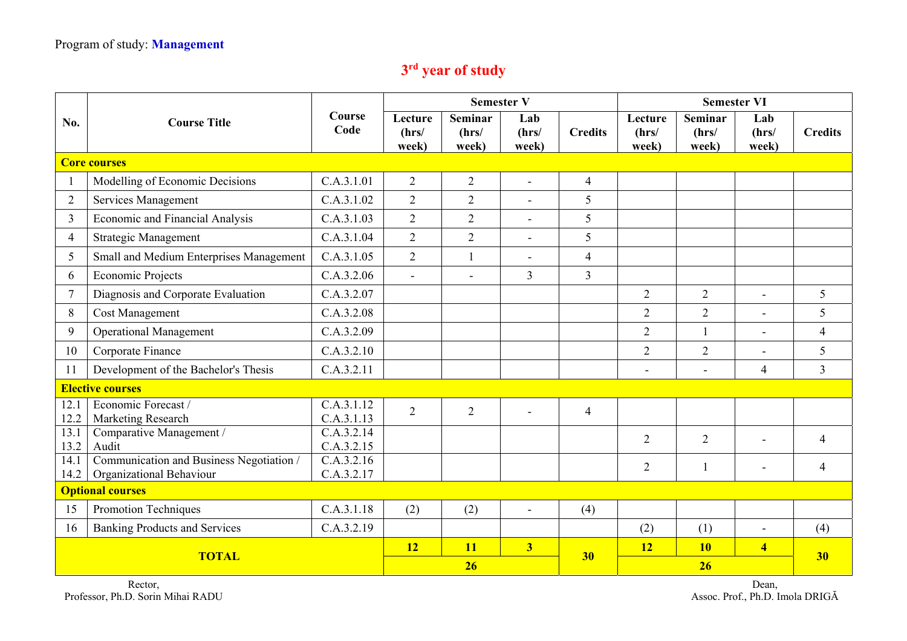Program of study: **Management**

## 3rd year of study

| No. | Course Title | Course Code | Semester V | | | | Semester VI | | | |
|---|---|---|---|---|---|---|---|---|---|---|
| | | | Lecture (hrs/ week) | Seminar (hrs/ week) | Lab (hrs/ week) | Credits | Lecture (hrs/ week) | Seminar (hrs/ week) | Lab (hrs/ week) | Credits |
| **Core courses** | | | | | | | | | | |
| 1 | Modelling of Economic Decisions | C.A.3.1.01 | 2 | 2 | - | 4 | | | | |
| 2 | Services Management | C.A.3.1.02 | 2 | 2 | - | 5 | | | | |
| 3 | Economic and Financial Analysis | C.A.3.1.03 | 2 | 2 | - | 5 | | | | |
| 4 | Strategic Management | C.A.3.1.04 | 2 | 2 | - | 5 | | | | |
| 5 | Small and Medium Enterprises Management | C.A.3.1.05 | 2 | 1 | - | 4 | | | | |
| 6 | Economic Projects | C.A.3.2.06 | - | - | 3 | 3 | | | | |
| 7 | Diagnosis and Corporate Evaluation | C.A.3.2.07 | | | | | 2 | 2 | - | 5 |
| 8 | Cost Management | C.A.3.2.08 | | | | | 2 | 2 | - | 5 |
| 9 | Operational Management | C.A.3.2.09 | | | | | 2 | 1 | - | 4 |
| 10 | Corporate Finance | C.A.3.2.10 | | | | | 2 | 2 | - | 5 |
| 11 | Development of the Bachelor's Thesis | C.A.3.2.11 | | | | | - | - | 4 | 3 |
| **Elective courses** | | | | | | | | | | |
| 12.1<br>12.2 | Economic Forecast /<br>Marketing Research | C.A.3.1.12<br>C.A.3.1.13 | 2 | 2 | - | 4 | | | | |
| 13.1<br>13.2 | Comparative Management /<br>Audit | C.A.3.2.14<br>C.A.3.2.15 | | | | | 2 | 2 | - | 4 |
| 14.1<br>14.2 | Communication and Business Negotiation /<br>Organizational Behaviour | C.A.3.2.16<br>C.A.3.2.17 | | | | | 2 | 1 | - | 4 |
| **Optional courses** | | | | | | | | | | |
| 15 | Promotion Techniques | C.A.3.1.18 | (2) | (2) | - | (4) | | | | |
| 16 | Banking Products and Services | C.A.3.2.19 | | | | | (2) | (1) | - | (4) |
| **TOTAL** | | | **12** | **11** | **3** | **30** | **12** | **10** | **4** | **30** |
| | | | **26** | | | | **26** | | | |

Rector,
Professor, Ph.D. Sorin Mihai RADU

Dean,
Assoc. Prof., Ph.D. Imola DRIGĂ